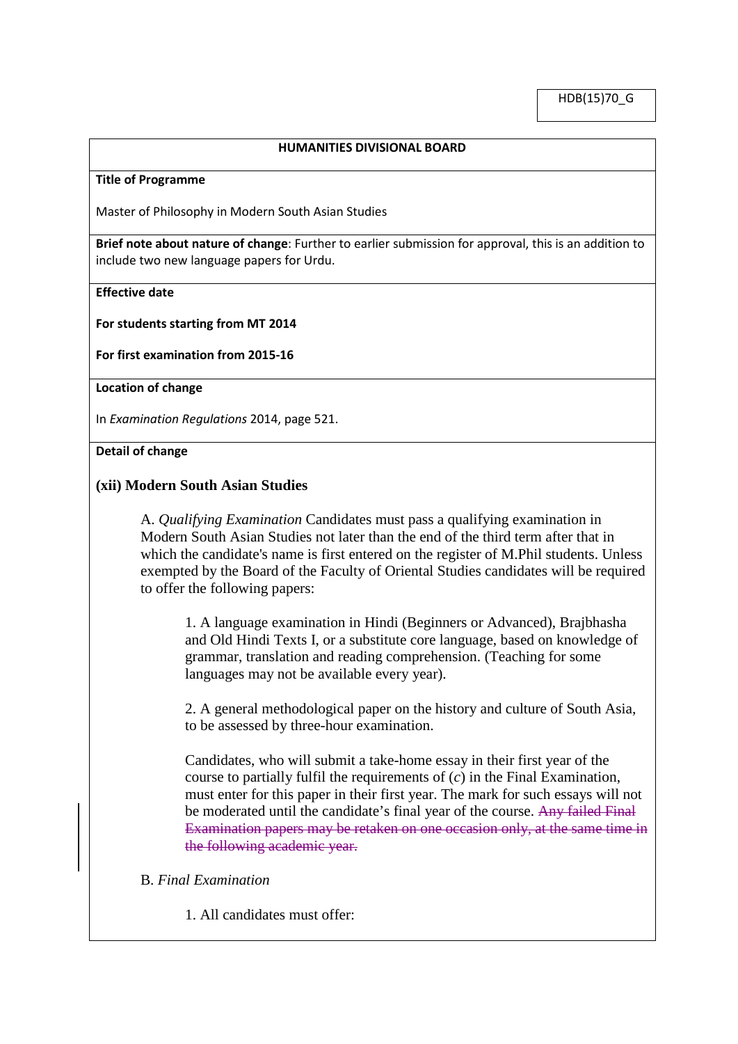HDB(15)70_G

**HUMANITIES DIVISIONAL BOARD**

**Title of Programme**

Master of Philosophy in Modern South Asian Studies

**Brief note about nature of change**: Further to earlier submission for approval, this is an addition to include two new language papers for Urdu.

**Effective date**

**For students starting from MT 2014**

**For first examination from 2015-16**

**Location of change**

In *Examination Regulations* 2014, page 521.

**Detail of change**

### (xii) Modern South Asian Studies

A. *Qualifying Examination* Candidates must pass a qualifying examination in Modern South Asian Studies not later than the end of the third term after that in which the candidate's name is first entered on the register of M.Phil students. Unless exempted by the Board of the Faculty of Oriental Studies candidates will be required to offer the following papers:

1. A language examination in Hindi (Beginners or Advanced), Brajbhasha and Old Hindi Texts I, or a substitute core language, based on knowledge of grammar, translation and reading comprehension. (Teaching for some languages may not be available every year).

2. A general methodological paper on the history and culture of South Asia, to be assessed by three-hour examination.

Candidates, who will submit a take-home essay in their first year of the course to partially fulfil the requirements of (*c*) in the Final Examination, must enter for this paper in their first year. The mark for such essays will not be moderated until the candidate's final year of the course. ~~Any failed Final Examination papers may be retaken on one occasion only, at the same time in the following academic year.~~

B. *Final Examination*

1. All candidates must offer: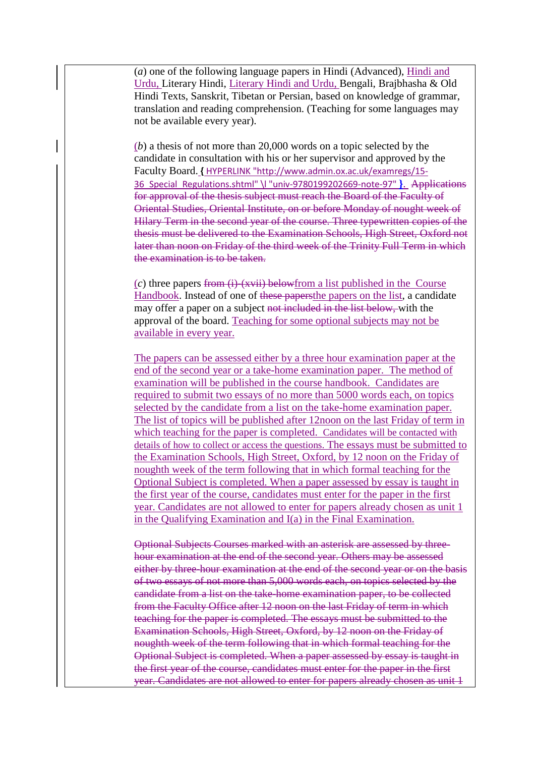(*a*) one of the following language papers in Hindi (Advanced), Hindi and Urdu, Literary Hindi, Literary Hindi and Urdu, Bengali, Brajbhasha & Old Hindi Texts, Sanskrit, Tibetan or Persian, based on knowledge of grammar, translation and reading comprehension. (Teaching for some languages may not be available every year).

(*b*) a thesis of not more than 20,000 words on a topic selected by the candidate in consultation with his or her supervisor and approved by the Faculty Board. { HYPERLINK "http://www.admin.ox.ac.uk/examregs/15-36_Special_Regulations.shtml" \l "univ-9780199202669-note-97" }. ~~Applications for approval of the thesis subject must reach the Board of the Faculty of Oriental Studies, Oriental Institute, on or before Monday of nought week of Hilary Term in the second year of the course. Three typewritten copies of the thesis must be delivered to the Examination Schools, High Street, Oxford not later than noon on Friday of the third week of the Trinity Full Term in which the examination is to be taken.~~

(*c*) three papers ~~from (i)-(xvii) below~~from a list published in the Course Handbook. Instead of one of ~~these papers~~the papers on the list, a candidate may offer a paper on a subject ~~not included in the list below,~~ with the approval of the board. Teaching for some optional subjects may not be available in every year.

The papers can be assessed either by a three hour examination paper at the end of the second year or a take-home examination paper. The method of examination will be published in the course handbook. Candidates are required to submit two essays of no more than 5000 words each, on topics selected by the candidate from a list on the take-home examination paper. The list of topics will be published after 12noon on the last Friday of term in which teaching for the paper is completed. Candidates will be contacted with details of how to collect or access the questions. The essays must be submitted to the Examination Schools, High Street, Oxford, by 12 noon on the Friday of noughth week of the term following that in which formal teaching for the Optional Subject is completed. When a paper assessed by essay is taught in the first year of the course, candidates must enter for the paper in the first year. Candidates are not allowed to enter for papers already chosen as unit 1 in the Qualifying Examination and I(a) in the Final Examination.

~~Optional Subjects Courses marked with an asterisk are assessed by three-hour examination at the end of the second year. Others may be assessed either by three-hour examination at the end of the second year or on the basis of two essays of not more than 5,000 words each, on topics selected by the candidate from a list on the take-home examination paper, to be collected from the Faculty Office after 12 noon on the last Friday of term in which teaching for the paper is completed. The essays must be submitted to the Examination Schools, High Street, Oxford, by 12 noon on the Friday of noughth week of the term following that in which formal teaching for the Optional Subject is completed. When a paper assessed by essay is taught in the first year of the course, candidates must enter for the paper in the first year. Candidates are not allowed to enter for papers already chosen as unit 1~~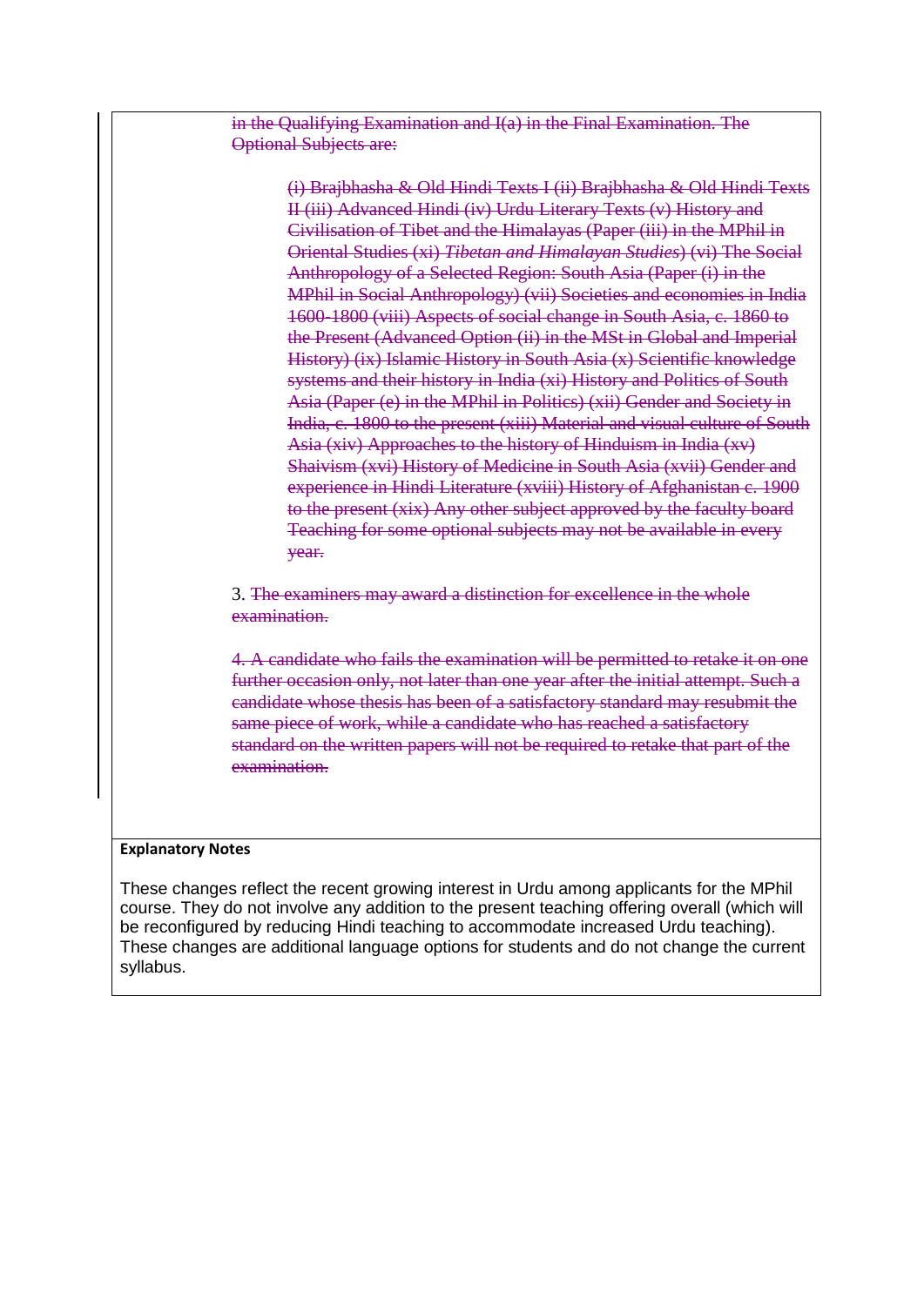~~in the Qualifying Examination and I(a) in the Final Examination. The Optional Subjects are:~~

> ~~(i) Brajbhasha & Old Hindi Texts I (ii) Brajbhasha & Old Hindi Texts II (iii) Advanced Hindi (iv) Urdu Literary Texts (v) History and Civilisation of Tibet and the Himalayas (Paper (iii) in the MPhil in Oriental Studies (xi) *Tibetan and Himalayan Studies*) (vi) The Social Anthropology of a Selected Region: South Asia (Paper (i) in the MPhil in Social Anthropology) (vii) Societies and economies in India 1600-1800 (viii) Aspects of social change in South Asia, c. 1860 to the Present (Advanced Option (ii) in the MSt in Global and Imperial History) (ix) Islamic History in South Asia (x) Scientific knowledge systems and their history in India (xi) History and Politics of South Asia (Paper (e) in the MPhil in Politics) (xii) Gender and Society in India, c. 1800 to the present (xiii) Material and visual culture of South Asia (xiv) Approaches to the history of Hinduism in India (xv) Shaivism (xvi) History of Medicine in South Asia (xvii) Gender and experience in Hindi Literature (xviii) History of Afghanistan c. 1900 to the present (xix) Any other subject approved by the faculty board Teaching for some optional subjects may not be available in every year.~~

3. ~~The examiners may award a distinction for excellence in the whole examination.~~

~~4. A candidate who fails the examination will be permitted to retake it on one further occasion only, not later than one year after the initial attempt. Such a candidate whose thesis has been of a satisfactory standard may resubmit the same piece of work, while a candidate who has reached a satisfactory standard on the written papers will not be required to retake that part of the examination.~~

**Explanatory Notes**

These changes reflect the recent growing interest in Urdu among applicants for the MPhil course. They do not involve any addition to the present teaching offering overall (which will be reconfigured by reducing Hindi teaching to accommodate increased Urdu teaching). These changes are additional language options for students and do not change the current syllabus.